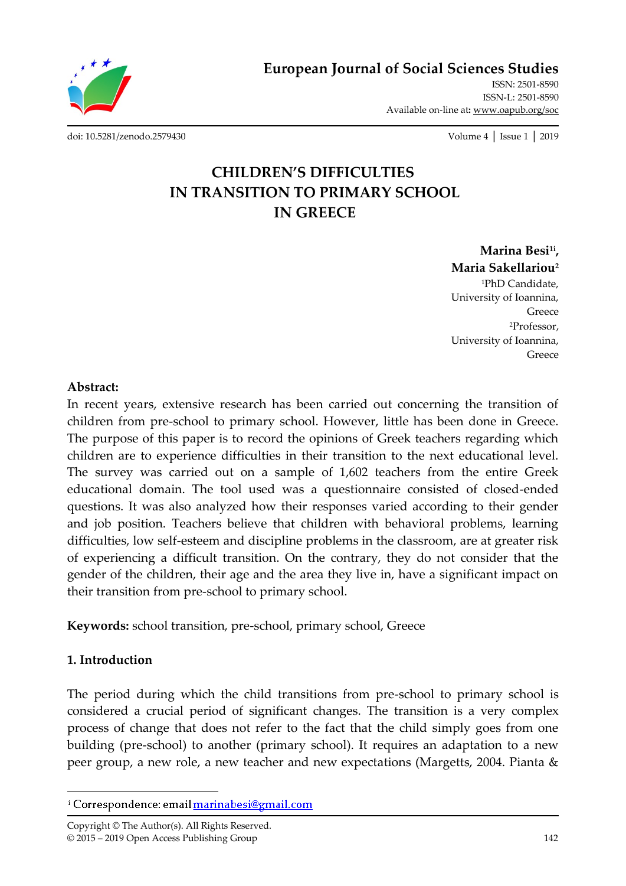# CHILDREN'S DIFFICULTIES IN TRANSITION TO PRIMARY SCHOOL IN GREECE

**Marina Besi[1i], Maria Sakellariou[2]**

[1]PhD Candidate, University of Ioannina, Greece
[2]Professor, University of Ioannina, Greece

**Abstract:**

In recent years, extensive research has been carried out concerning the transition of children from pre-school to primary school. However, little has been done in Greece. The purpose of this paper is to record the opinions of Greek teachers regarding which children are to experience difficulties in their transition to the next educational level. The survey was carried out on a sample of 1,602 teachers from the entire Greek educational domain. The tool used was a questionnaire consisted of closed-ended questions. It was also analyzed how their responses varied according to their gender and job position. Teachers believe that children with behavioral problems, learning difficulties, low self-esteem and discipline problems in the classroom, are at greater risk of experiencing a difficult transition. On the contrary, they do not consider that the gender of the children, their age and the area they live in, have a significant impact on their transition from pre-school to primary school.

**Keywords:** school transition, pre-school, primary school, Greece

## 1. Introduction

The period during which the child transitions from pre-school to primary school is considered a crucial period of significant changes. The transition is a very complex process of change that does not refer to the fact that the child simply goes from one building (pre-school) to another (primary school). It requires an adaptation to a new peer group, a new role, a new teacher and new expectations (Margetts, 2004. Pianta &

[i] Correspondence: email marinabesi@gmail.com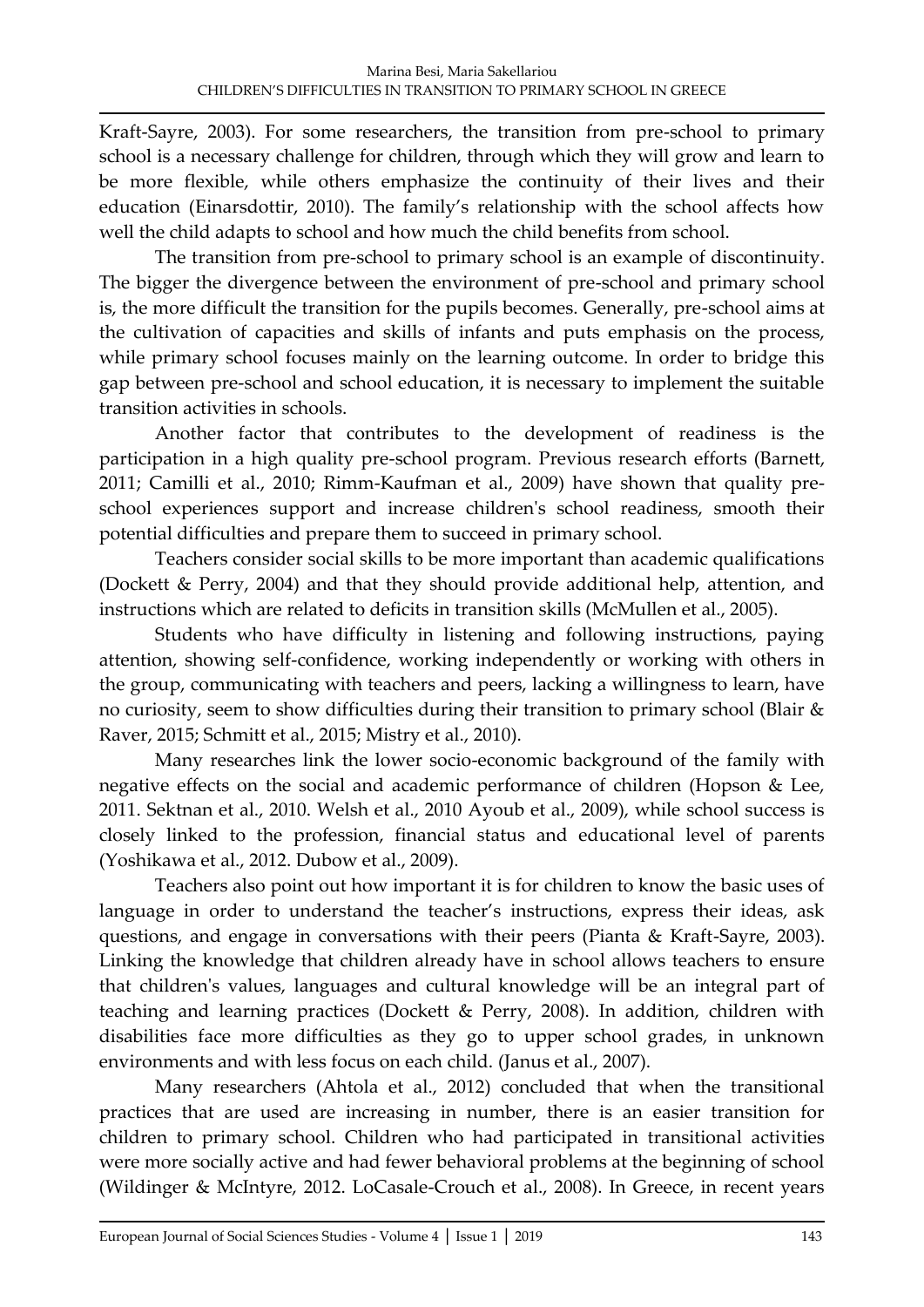Kraft-Sayre, 2003). For some researchers, the transition from pre-school to primary school is a necessary challenge for children, through which they will grow and learn to be more flexible, while others emphasize the continuity of their lives and their education (Einarsdottir, 2010). The family's relationship with the school affects how well the child adapts to school and how much the child benefits from school.

The transition from pre-school to primary school is an example of discontinuity. The bigger the divergence between the environment of pre-school and primary school is, the more difficult the transition for the pupils becomes. Generally, pre-school aims at the cultivation of capacities and skills of infants and puts emphasis on the process, while primary school focuses mainly on the learning outcome. In order to bridge this gap between pre-school and school education, it is necessary to implement the suitable transition activities in schools.

Another factor that contributes to the development of readiness is the participation in a high quality pre-school program. Previous research efforts (Barnett, 2011; Camilli et al., 2010; Rimm-Kaufman et al., 2009) have shown that quality pre-school experiences support and increase children's school readiness, smooth their potential difficulties and prepare them to succeed in primary school.

Teachers consider social skills to be more important than academic qualifications (Dockett & Perry, 2004) and that they should provide additional help, attention, and instructions which are related to deficits in transition skills (McMullen et al., 2005).

Students who have difficulty in listening and following instructions, paying attention, showing self-confidence, working independently or working with others in the group, communicating with teachers and peers, lacking a willingness to learn, have no curiosity, seem to show difficulties during their transition to primary school (Blair & Raver, 2015; Schmitt et al., 2015; Mistry et al., 2010).

Many researches link the lower socio-economic background of the family with negative effects on the social and academic performance of children (Hopson & Lee, 2011. Sektnan et al., 2010. Welsh et al., 2010 Ayoub et al., 2009), while school success is closely linked to the profession, financial status and educational level of parents (Yoshikawa et al., 2012. Dubow et al., 2009).

Teachers also point out how important it is for children to know the basic uses of language in order to understand the teacher's instructions, express their ideas, ask questions, and engage in conversations with their peers (Pianta & Kraft-Sayre, 2003). Linking the knowledge that children already have in school allows teachers to ensure that children's values, languages and cultural knowledge will be an integral part of teaching and learning practices (Dockett & Perry, 2008). In addition, children with disabilities face more difficulties as they go to upper school grades, in unknown environments and with less focus on each child. (Janus et al., 2007).

Many researchers (Ahtola et al., 2012) concluded that when the transitional practices that are used are increasing in number, there is an easier transition for children to primary school. Children who had participated in transitional activities were more socially active and had fewer behavioral problems at the beginning of school (Wildinger & McIntyre, 2012. LoCasale-Crouch et al., 2008). In Greece, in recent years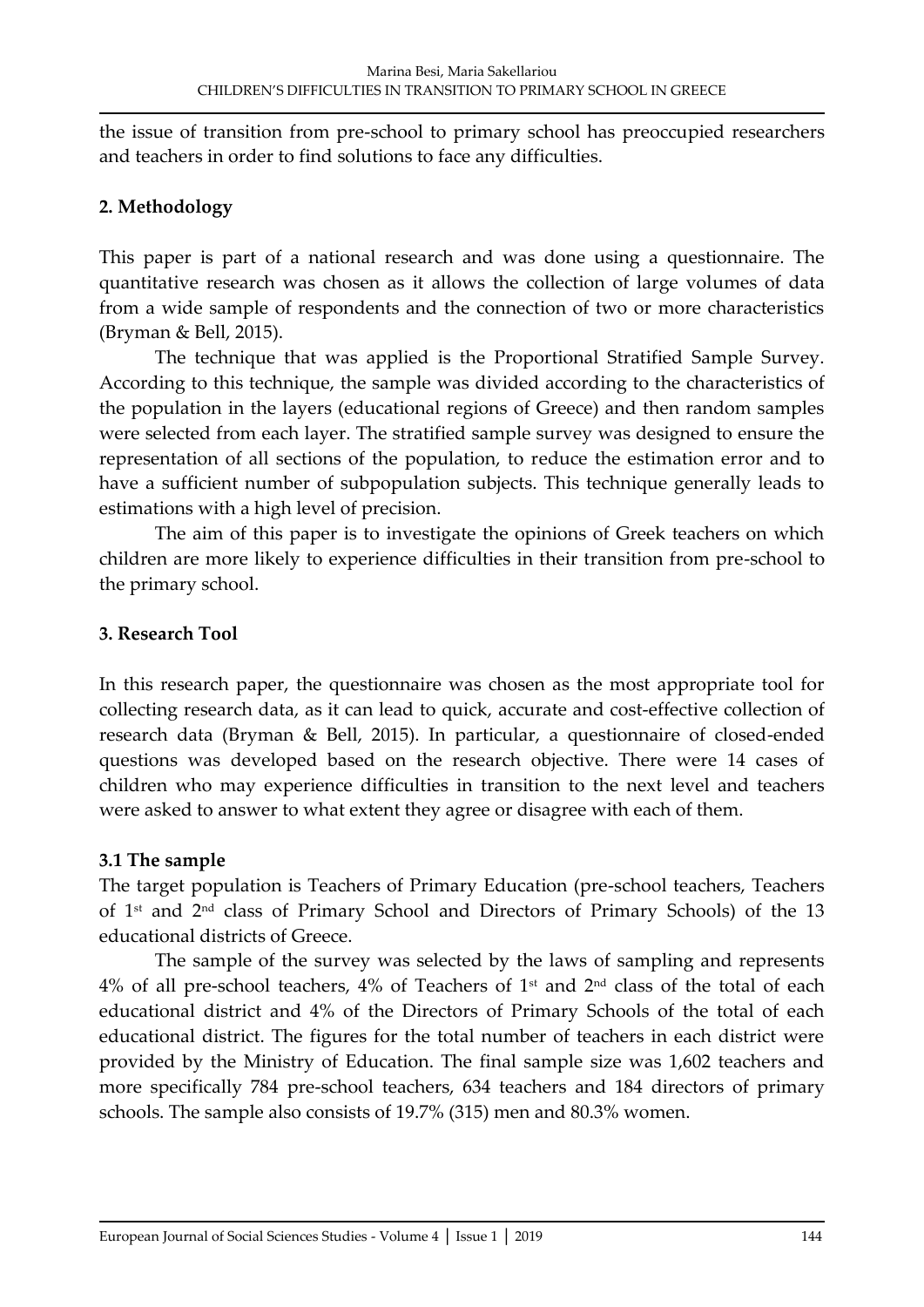the issue of transition from pre-school to primary school has preoccupied researchers and teachers in order to find solutions to face any difficulties.

## 2. Methodology

This paper is part of a national research and was done using a questionnaire. The quantitative research was chosen as it allows the collection of large volumes of data from a wide sample of respondents and the connection of two or more characteristics (Bryman & Bell, 2015).

The technique that was applied is the Proportional Stratified Sample Survey. According to this technique, the sample was divided according to the characteristics of the population in the layers (educational regions of Greece) and then random samples were selected from each layer. The stratified sample survey was designed to ensure the representation of all sections of the population, to reduce the estimation error and to have a sufficient number of subpopulation subjects. This technique generally leads to estimations with a high level of precision.

The aim of this paper is to investigate the opinions of Greek teachers on which children are more likely to experience difficulties in their transition from pre-school to the primary school.

## 3. Research Tool

In this research paper, the questionnaire was chosen as the most appropriate tool for collecting research data, as it can lead to quick, accurate and cost-effective collection of research data (Bryman & Bell, 2015). In particular, a questionnaire of closed-ended questions was developed based on the research objective. There were 14 cases of children who may experience difficulties in transition to the next level and teachers were asked to answer to what extent they agree or disagree with each of them.

### 3.1 The sample

The target population is Teachers of Primary Education (pre-school teachers, Teachers of 1st and 2nd class of Primary School and Directors of Primary Schools) of the 13 educational districts of Greece.

The sample of the survey was selected by the laws of sampling and represents 4% of all pre-school teachers, 4% of Teachers of 1st and 2nd class of the total of each educational district and 4% of the Directors of Primary Schools of the total of each educational district. The figures for the total number of teachers in each district were provided by the Ministry of Education. The final sample size was 1,602 teachers and more specifically 784 pre-school teachers, 634 teachers and 184 directors of primary schools. The sample also consists of 19.7% (315) men and 80.3% women.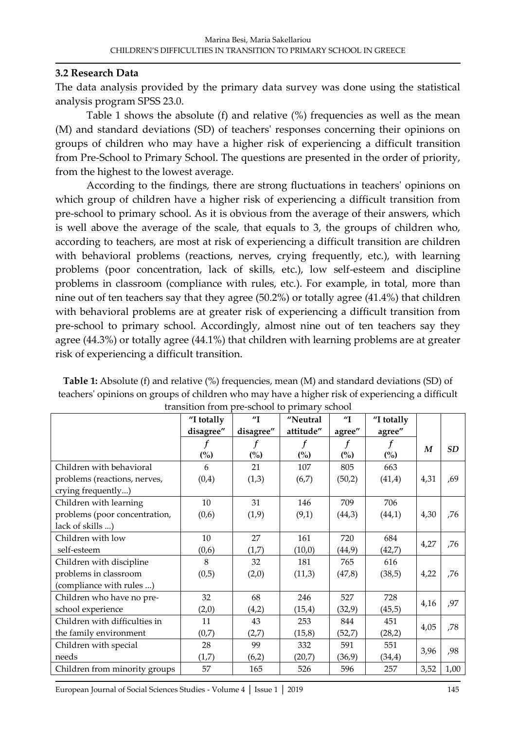### 3.2 Research Data

The data analysis provided by the primary data survey was done using the statistical analysis program SPSS 23.0.

Table 1 shows the absolute (f) and relative (%) frequencies as well as the mean (M) and standard deviations (SD) of teachers' responses concerning their opinions on groups of children who may have a higher risk of experiencing a difficult transition from Pre-School to Primary School. The questions are presented in the order of priority, from the highest to the lowest average.

According to the findings, there are strong fluctuations in teachers' opinions on which group of children have a higher risk of experiencing a difficult transition from pre-school to primary school. As it is obvious from the average of their answers, which is well above the average of the scale, that equals to 3, the groups of children who, according to teachers, are most at risk of experiencing a difficult transition are children with behavioral problems (reactions, nerves, crying frequently, etc.), with learning problems (poor concentration, lack of skills, etc.), low self-esteem and discipline problems in classroom (compliance with rules, etc.). For example, in total, more than nine out of ten teachers say that they agree (50.2%) or totally agree (41.4%) that children with behavioral problems are at greater risk of experiencing a difficult transition from pre-school to primary school. Accordingly, almost nine out of ten teachers say they agree (44.3%) or totally agree (44.1%) that children with learning problems are at greater risk of experiencing a difficult transition.

**Table 1:** Absolute (f) and relative (%) frequencies, mean (M) and standard deviations (SD) of teachers' opinions on groups of children who may have a higher risk of experiencing a difficult transition from pre-school to primary school

| | "I totally disagree" | "I disagree" | "Neutral attitude" | "I agree" | "I totally agree" | | |
|---|---|---|---|---|---|---|---|
| | *f* (%) | *f* (%) | *f* (%) | *f* (%) | *f* (%) | *M* | *SD* |
| Children with behavioral problems (reactions, nerves, crying frequently...) | 6 (0,4) | 21 (1,3) | 107 (6,7) | 805 (50,2) | 663 (41,4) | 4,31 | ,69 |
| Children with learning problems (poor concentration, lack of skills ...) | 10 (0,6) | 31 (1,9) | 146 (9,1) | 709 (44,3) | 706 (44,1) | 4,30 | ,76 |
| Children with low self-esteem | 10 (0,6) | 27 (1,7) | 161 (10,0) | 720 (44,9) | 684 (42,7) | 4,27 | ,76 |
| Children with discipline problems in classroom (compliance with rules ...) | 8 (0,5) | 32 (2,0) | 181 (11,3) | 765 (47,8) | 616 (38,5) | 4,22 | ,76 |
| Children who have no pre-school experience | 32 (2,0) | 68 (4,2) | 246 (15,4) | 527 (32,9) | 728 (45,5) | 4,16 | ,97 |
| Children with difficulties in the family environment | 11 (0,7) | 43 (2,7) | 253 (15,8) | 844 (52,7) | 451 (28,2) | 4,05 | ,78 |
| Children with special needs | 28 (1,7) | 99 (6,2) | 332 (20,7) | 591 (36,9) | 551 (34,4) | 3,96 | ,98 |
| Children from minority groups | 57 | 165 | 526 | 596 | 257 | 3,52 | 1,00 |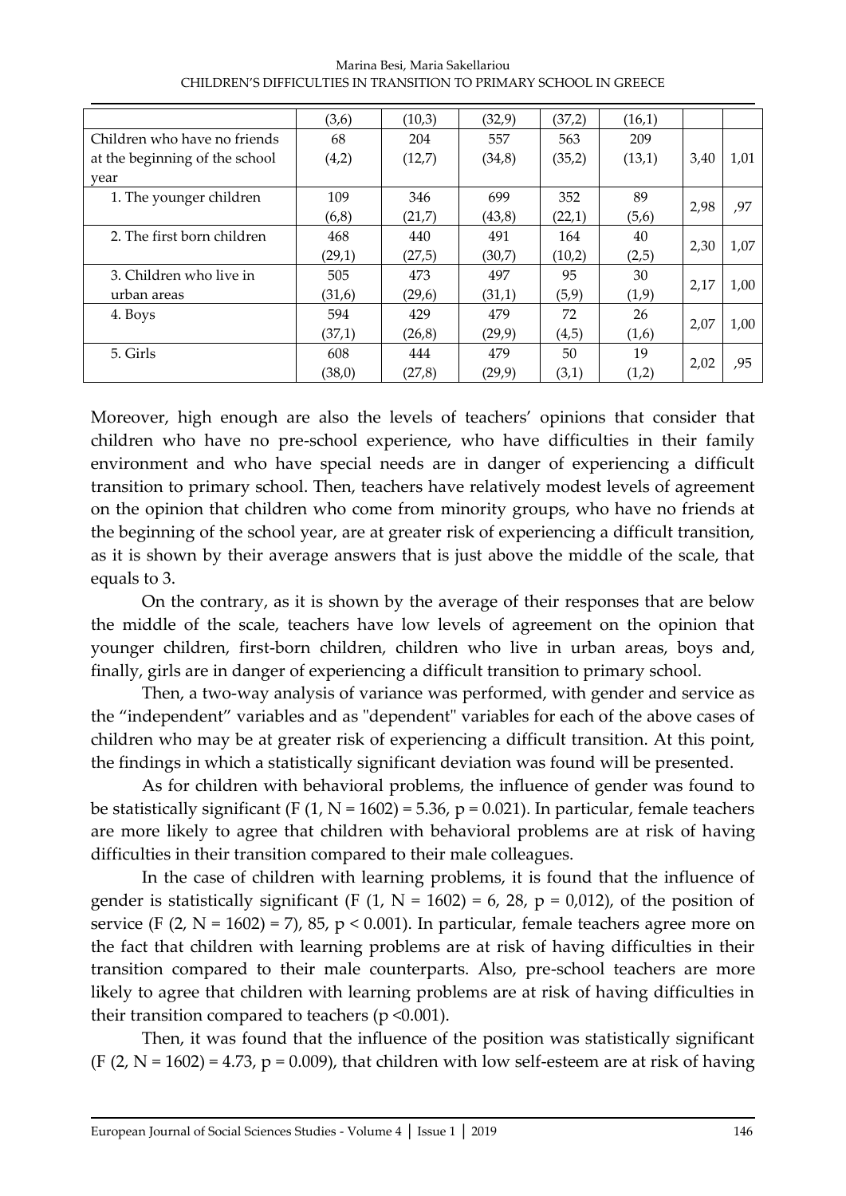| | | | | | | | |
|---|---|---|---|---|---|---|---|
| | (3,6) | (10,3) | (32,9) | (37,2) | (16,1) | | |
| Children who have no friends at the beginning of the school year | 68 (4,2) | 204 (12,7) | 557 (34,8) | 563 (35,2) | 209 (13,1) | 3,40 | 1,01 |
| 1. The younger children | 109 (6,8) | 346 (21,7) | 699 (43,8) | 352 (22,1) | 89 (5,6) | 2,98 | ,97 |
| 2. The first born children | 468 (29,1) | 440 (27,5) | 491 (30,7) | 164 (10,2) | 40 (2,5) | 2,30 | 1,07 |
| 3. Children who live in urban areas | 505 (31,6) | 473 (29,6) | 497 (31,1) | 95 (5,9) | 30 (1,9) | 2,17 | 1,00 |
| 4. Boys | 594 (37,1) | 429 (26,8) | 479 (29,9) | 72 (4,5) | 26 (1,6) | 2,07 | 1,00 |
| 5. Girls | 608 (38,0) | 444 (27,8) | 479 (29,9) | 50 (3,1) | 19 (1,2) | 2,02 | ,95 |

Moreover, high enough are also the levels of teachers' opinions that consider that children who have no pre-school experience, who have difficulties in their family environment and who have special needs are in danger of experiencing a difficult transition to primary school. Then, teachers have relatively modest levels of agreement on the opinion that children who come from minority groups, who have no friends at the beginning of the school year, are at greater risk of experiencing a difficult transition, as it is shown by their average answers that is just above the middle of the scale, that equals to 3.

On the contrary, as it is shown by the average of their responses that are below the middle of the scale, teachers have low levels of agreement on the opinion that younger children, first-born children, children who live in urban areas, boys and, finally, girls are in danger of experiencing a difficult transition to primary school.

Then, a two-way analysis of variance was performed, with gender and service as the "independent" variables and as "dependent" variables for each of the above cases of children who may be at greater risk of experiencing a difficult transition. At this point, the findings in which a statistically significant deviation was found will be presented.

As for children with behavioral problems, the influence of gender was found to be statistically significant ($F (1, N = 1602) = 5.36$, $p = 0.021$). In particular, female teachers are more likely to agree that children with behavioral problems are at risk of having difficulties in their transition compared to their male colleagues.

In the case of children with learning problems, it is found that the influence of gender is statistically significant ($F (1, N = 1602) = 6, 28$, $p = 0,012$), of the position of service ($F (2, N = 1602) = 7), 85$, $p < 0.001$). In particular, female teachers agree more on the fact that children with learning problems are at risk of having difficulties in their transition compared to their male counterparts. Also, pre-school teachers are more likely to agree that children with learning problems are at risk of having difficulties in their transition compared to teachers ($p <0.001$).

Then, it was found that the influence of the position was statistically significant ($F (2, N = 1602) = 4.73$, $p = 0.009$), that children with low self-esteem are at risk of having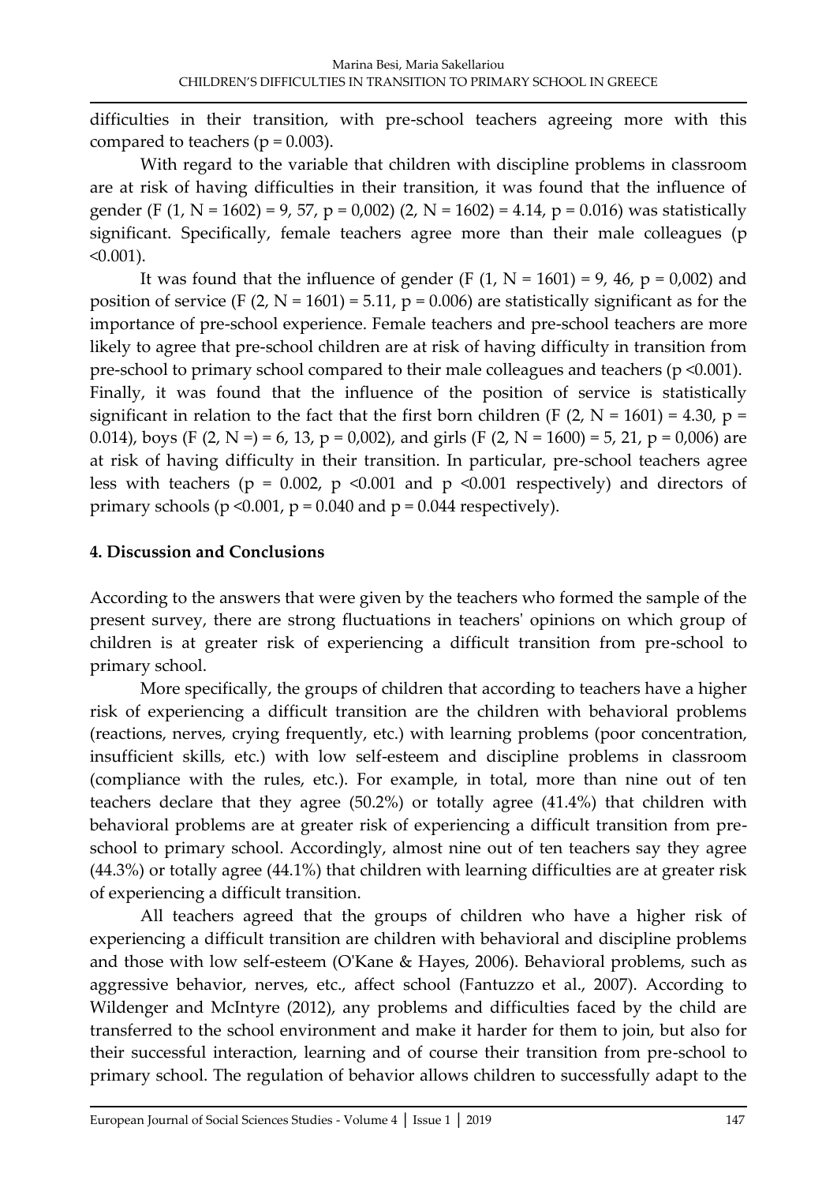difficulties in their transition, with pre-school teachers agreeing more with this compared to teachers ($p = 0.003$).

With regard to the variable that children with discipline problems in classroom are at risk of having difficulties in their transition, it was found that the influence of gender ($F$ (1, $N$ = 1602) = 9, 57, $p$ = 0,002) (2, $N$ = 1602) = 4.14, $p$ = 0.016) was statistically significant. Specifically, female teachers agree more than their male colleagues ($p < 0.001$).

It was found that the influence of gender ($F$ (1, $N$ = 1601) = 9, 46, $p$ = 0,002) and position of service ($F$ (2, $N$ = 1601) = 5.11, $p$ = 0.006) are statistically significant as for the importance of pre-school experience. Female teachers and pre-school teachers are more likely to agree that pre-school children are at risk of having difficulty in transition from pre-school to primary school compared to their male colleagues and teachers ($p < 0.001$). Finally, it was found that the influence of the position of service is statistically significant in relation to the fact that the first born children ($F$ (2, $N$ = 1601) = 4.30, $p$ = 0.014), boys ($F$ (2, $N$ =) = 6, 13, $p$ = 0,002), and girls ($F$ (2, $N$ = 1600) = 5, 21, $p$ = 0,006) are at risk of having difficulty in their transition. In particular, pre-school teachers agree less with teachers ($p = 0.002$, $p < 0.001$ and $p < 0.001$ respectively) and directors of primary schools ($p < 0.001$, $p = 0.040$ and $p = 0.044$ respectively).

## 4. Discussion and Conclusions

According to the answers that were given by the teachers who formed the sample of the present survey, there are strong fluctuations in teachers' opinions on which group of children is at greater risk of experiencing a difficult transition from pre-school to primary school.

More specifically, the groups of children that according to teachers have a higher risk of experiencing a difficult transition are the children with behavioral problems (reactions, nerves, crying frequently, etc.) with learning problems (poor concentration, insufficient skills, etc.) with low self-esteem and discipline problems in classroom (compliance with the rules, etc.). For example, in total, more than nine out of ten teachers declare that they agree (50.2%) or totally agree (41.4%) that children with behavioral problems are at greater risk of experiencing a difficult transition from pre-school to primary school. Accordingly, almost nine out of ten teachers say they agree (44.3%) or totally agree (44.1%) that children with learning difficulties are at greater risk of experiencing a difficult transition.

All teachers agreed that the groups of children who have a higher risk of experiencing a difficult transition are children with behavioral and discipline problems and those with low self-esteem (O'Kane & Hayes, 2006). Behavioral problems, such as aggressive behavior, nerves, etc., affect school (Fantuzzo et al., 2007). According to Wildenger and McIntyre (2012), any problems and difficulties faced by the child are transferred to the school environment and make it harder for them to join, but also for their successful interaction, learning and of course their transition from pre-school to primary school. The regulation of behavior allows children to successfully adapt to the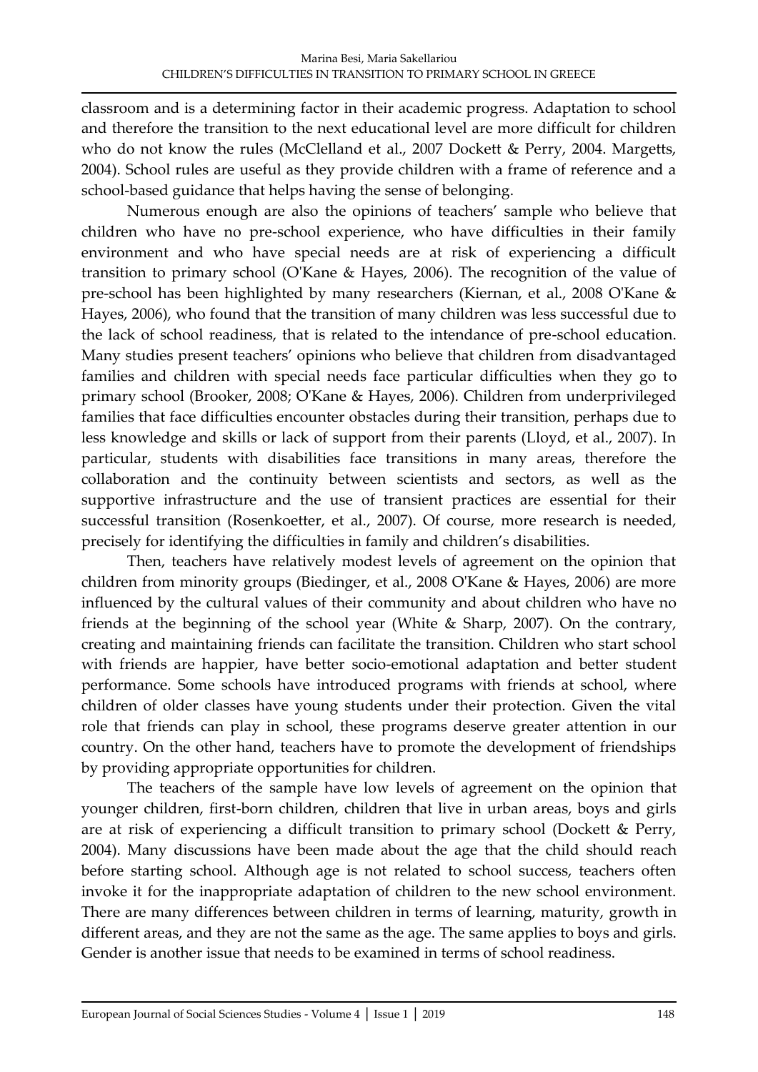classroom and is a determining factor in their academic progress. Adaptation to school and therefore the transition to the next educational level are more difficult for children who do not know the rules (McClelland et al., 2007 Dockett & Perry, 2004. Margetts, 2004). School rules are useful as they provide children with a frame of reference and a school-based guidance that helps having the sense of belonging.

Numerous enough are also the opinions of teachers' sample who believe that children who have no pre-school experience, who have difficulties in their family environment and who have special needs are at risk of experiencing a difficult transition to primary school (O'Kane & Hayes, 2006). The recognition of the value of pre-school has been highlighted by many researchers (Kiernan, et al., 2008 O'Kane & Hayes, 2006), who found that the transition of many children was less successful due to the lack of school readiness, that is related to the intendance of pre-school education. Many studies present teachers' opinions who believe that children from disadvantaged families and children with special needs face particular difficulties when they go to primary school (Brooker, 2008; O'Kane & Hayes, 2006). Children from underprivileged families that face difficulties encounter obstacles during their transition, perhaps due to less knowledge and skills or lack of support from their parents (Lloyd, et al., 2007). In particular, students with disabilities face transitions in many areas, therefore the collaboration and the continuity between scientists and sectors, as well as the supportive infrastructure and the use of transient practices are essential for their successful transition (Rosenkoetter, et al., 2007). Of course, more research is needed, precisely for identifying the difficulties in family and children's disabilities.

Then, teachers have relatively modest levels of agreement on the opinion that children from minority groups (Biedinger, et al., 2008 O'Kane & Hayes, 2006) are more influenced by the cultural values of their community and about children who have no friends at the beginning of the school year (White & Sharp, 2007). On the contrary, creating and maintaining friends can facilitate the transition. Children who start school with friends are happier, have better socio-emotional adaptation and better student performance. Some schools have introduced programs with friends at school, where children of older classes have young students under their protection. Given the vital role that friends can play in school, these programs deserve greater attention in our country. On the other hand, teachers have to promote the development of friendships by providing appropriate opportunities for children.

The teachers of the sample have low levels of agreement on the opinion that younger children, first-born children, children that live in urban areas, boys and girls are at risk of experiencing a difficult transition to primary school (Dockett & Perry, 2004). Many discussions have been made about the age that the child should reach before starting school. Although age is not related to school success, teachers often invoke it for the inappropriate adaptation of children to the new school environment. There are many differences between children in terms of learning, maturity, growth in different areas, and they are not the same as the age. The same applies to boys and girls. Gender is another issue that needs to be examined in terms of school readiness.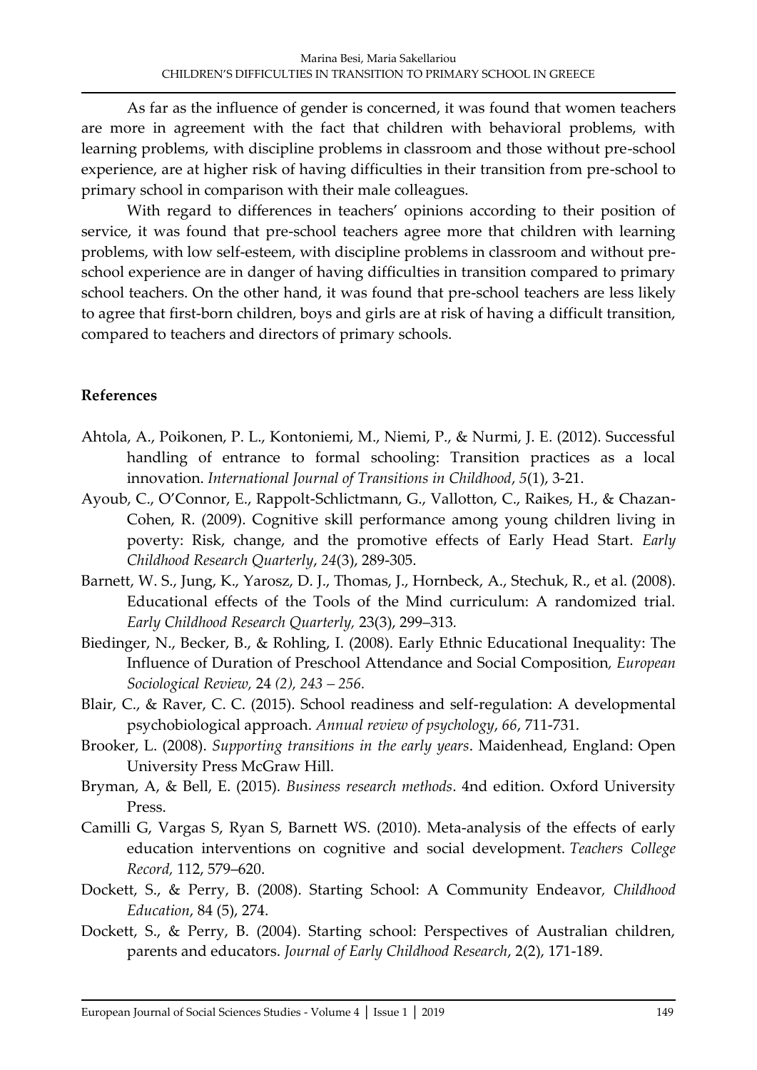As far as the influence of gender is concerned, it was found that women teachers are more in agreement with the fact that children with behavioral problems, with learning problems, with discipline problems in classroom and those without pre-school experience, are at higher risk of having difficulties in their transition from pre-school to primary school in comparison with their male colleagues.

With regard to differences in teachers' opinions according to their position of service, it was found that pre-school teachers agree more that children with learning problems, with low self-esteem, with discipline problems in classroom and without pre-school experience are in danger of having difficulties in transition compared to primary school teachers. On the other hand, it was found that pre-school teachers are less likely to agree that first-born children, boys and girls are at risk of having a difficult transition, compared to teachers and directors of primary schools.

## References

Ahtola, A., Poikonen, P. L., Kontoniemi, M., Niemi, P., & Nurmi, J. E. (2012). Successful handling of entrance to formal schooling: Transition practices as a local innovation. *International Journal of Transitions in Childhood*, *5*(1), 3-21.

Ayoub, C., O'Connor, E., Rappolt-Schlictmann, G., Vallotton, C., Raikes, H., & Chazan-Cohen, R. (2009). Cognitive skill performance among young children living in poverty: Risk, change, and the promotive effects of Early Head Start. *Early Childhood Research Quarterly*, *24*(3), 289-305.

Barnett, W. S., Jung, K., Yarosz, D. J., Thomas, J., Hornbeck, A., Stechuk, R., et al. (2008). Educational effects of the Tools of the Mind curriculum: A randomized trial. *Early Childhood Research Quarterly,* 23(3), 299–313.

Biedinger, N., Becker, B., & Rohling, I. (2008). Early Ethnic Educational Inequality: The Influence of Duration of Preschool Attendance and Social Composition*, European Sociological Review,* 24 *(2), 243 – 256.*

Blair, C., & Raver, C. C. (2015). School readiness and self-regulation: A developmental psychobiological approach. *Annual review of psychology*, *66*, 711-731.

Brooker, L. (2008). *Supporting transitions in the early years*. Maidenhead, England: Open University Press McGraw Hill.

Bryman, A, & Bell, E. (2015). *Business research methods*. 4nd edition. Oxford University Press.

Camilli G, Vargas S, Ryan S, Barnett WS. (2010). Meta-analysis of the effects of early education interventions on cognitive and social development. *Teachers College Record,* 112, 579–620.

Dockett, S., & Perry, B. (2008). Starting School: A Community Endeavor*, Childhood Education*, 84 (5), 274.

Dockett, S., & Perry, B. (2004). Starting school: Perspectives of Australian children, parents and educators. *Journal of Early Childhood Research*, 2(2), 171-189.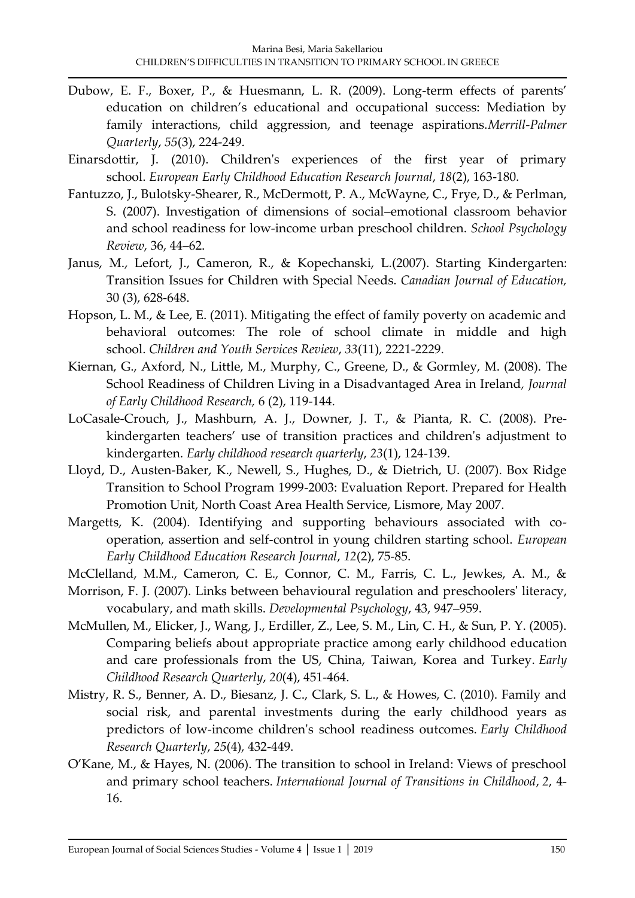Dubow, E. F., Boxer, P., & Huesmann, L. R. (2009). Long-term effects of parents' education on children's educational and occupational success: Mediation by family interactions, child aggression, and teenage aspirations.*Merrill-Palmer Quarterly*, *55*(3), 224-249.

Einarsdottir, J. (2010). Children's experiences of the first year of primary school. *European Early Childhood Education Research Journal*, *18*(2), 163-180.

Fantuzzo, J., Bulotsky-Shearer, R., McDermott, P. A., McWayne, C., Frye, D., & Perlman, S. (2007). Investigation of dimensions of social–emotional classroom behavior and school readiness for low-income urban preschool children. *School Psychology Review*, 36, 44–62.

Janus, M., Lefort, J., Cameron, R., & Kopechanski, L.(2007). Starting Kindergarten: Transition Issues for Children with Special Needs. *Canadian Journal of Education,* 30 (3), 628-648.

Hopson, L. M., & Lee, E. (2011). Mitigating the effect of family poverty on academic and behavioral outcomes: The role of school climate in middle and high school. *Children and Youth Services Review*, *33*(11), 2221-2229.

Kiernan, G., Axford, N., Little, M., Murphy, C., Greene, D., & Gormley, M. (2008). The School Readiness of Children Living in a Disadvantaged Area in Ireland*, Journal of Early Childhood Research,* 6 (2), 119-144.

LoCasale-Crouch, J., Mashburn, A. J., Downer, J. T., & Pianta, R. C. (2008). Pre-kindergarten teachers' use of transition practices and children's adjustment to kindergarten. *Early childhood research quarterly*, *23*(1), 124-139.

Lloyd, D., Austen-Baker, K., Newell, S., Hughes, D., & Dietrich, U. (2007). Box Ridge Transition to School Program 1999-2003: Evaluation Report. Prepared for Health Promotion Unit, North Coast Area Health Service, Lismore, May 2007.

Margetts, K. (2004). Identifying and supporting behaviours associated with co-operation, assertion and self-control in young children starting school. *European Early Childhood Education Research Journal*, *12*(2), 75-85.

McClelland, M.M., Cameron, C. E., Connor, C. M., Farris, C. L., Jewkes, A. M., & Morrison, F. J. (2007). Links between behavioural regulation and preschoolers' literacy, vocabulary, and math skills. *Developmental Psychology*, 43, 947–959.

McMullen, M., Elicker, J., Wang, J., Erdiller, Z., Lee, S. M., Lin, C. H., & Sun, P. Y. (2005). Comparing beliefs about appropriate practice among early childhood education and care professionals from the US, China, Taiwan, Korea and Turkey. *Early Childhood Research Quarterly*, *20*(4), 451-464.

Mistry, R. S., Benner, A. D., Biesanz, J. C., Clark, S. L., & Howes, C. (2010). Family and social risk, and parental investments during the early childhood years as predictors of low-income children's school readiness outcomes. *Early Childhood Research Quarterly*, *25*(4), 432-449.

O'Kane, M., & Hayes, N. (2006). The transition to school in Ireland: Views of preschool and primary school teachers. *International Journal of Transitions in Childhood*, *2*, 4-16.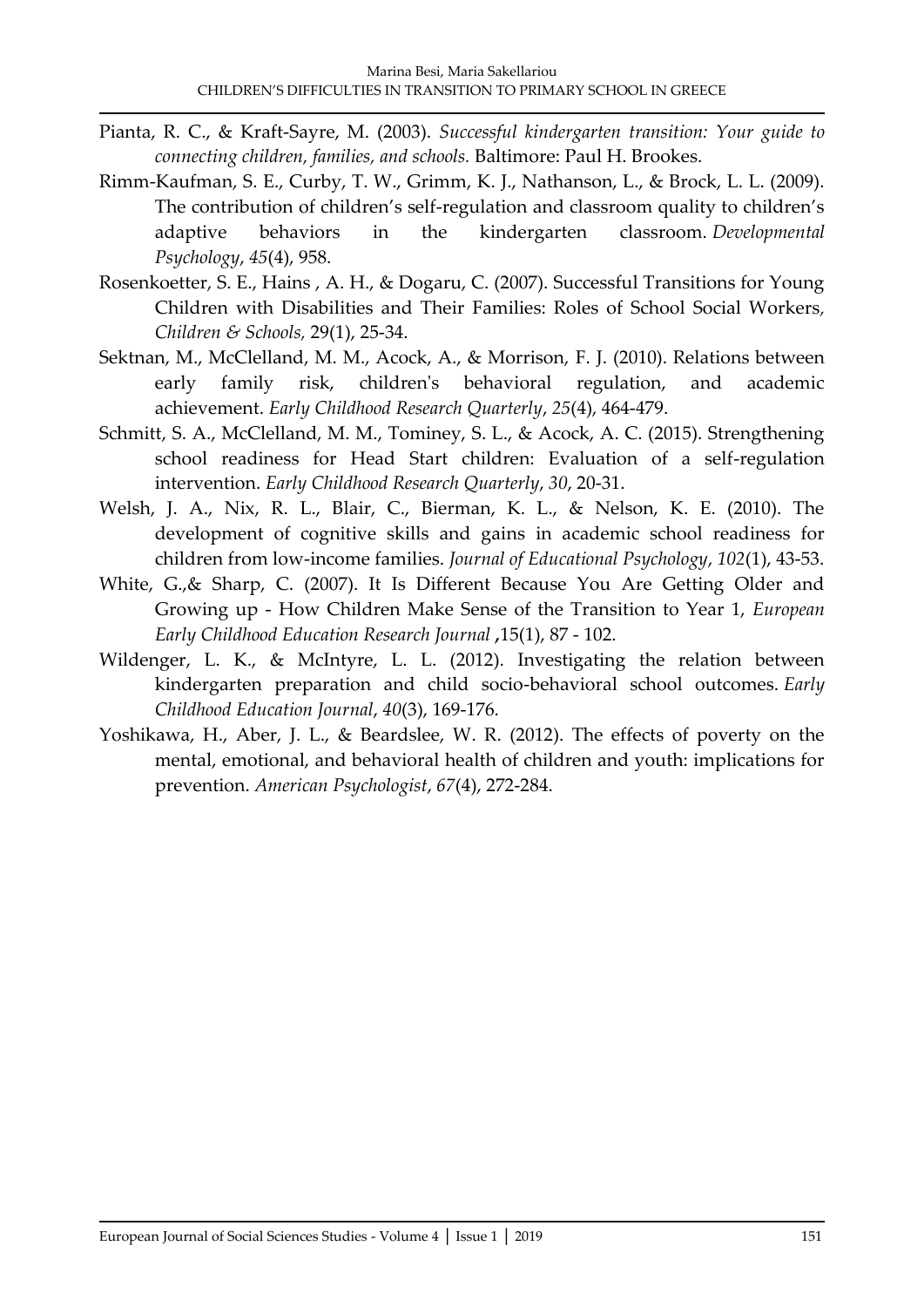Pianta, R. C., & Kraft-Sayre, M. (2003). *Successful kindergarten transition: Your guide to connecting children, families, and schools.* Baltimore: Paul H. Brookes.

Rimm-Kaufman, S. E., Curby, T. W., Grimm, K. J., Nathanson, L., & Brock, L. L. (2009). The contribution of children's self-regulation and classroom quality to children's adaptive behaviors in the kindergarten classroom. *Developmental Psychology*, *45*(4), 958.

Rosenkoetter, S. E., Hains , A. H., & Dogaru, C. (2007). Successful Transitions for Young Children with Disabilities and Their Families: Roles of School Social Workers, *Children & Schools,* 29(1), 25-34.

Sektnan, M., McClelland, M. M., Acock, A., & Morrison, F. J. (2010). Relations between early family risk, children's behavioral regulation, and academic achievement. *Early Childhood Research Quarterly*, *25*(4), 464-479.

Schmitt, S. A., McClelland, M. M., Tominey, S. L., & Acock, A. C. (2015). Strengthening school readiness for Head Start children: Evaluation of a self-regulation intervention. *Early Childhood Research Quarterly*, *30*, 20-31.

Welsh, J. A., Nix, R. L., Blair, C., Bierman, K. L., & Nelson, K. E. (2010). The development of cognitive skills and gains in academic school readiness for children from low-income families. *Journal of Educational Psychology*, *102*(1), 43-53.

White, G.,& Sharp, C. (2007). It Is Different Because You Are Getting Older and Growing up - How Children Make Sense of the Transition to Year 1, *European Early Childhood Education Research Journal* ,15(1), 87 - 102.

Wildenger, L. K., & McIntyre, L. L. (2012). Investigating the relation between kindergarten preparation and child socio-behavioral school outcomes. *Early Childhood Education Journal*, *40*(3), 169-176.

Yoshikawa, H., Aber, J. L., & Beardslee, W. R. (2012). The effects of poverty on the mental, emotional, and behavioral health of children and youth: implications for prevention. *American Psychologist*, *67*(4), 272-284.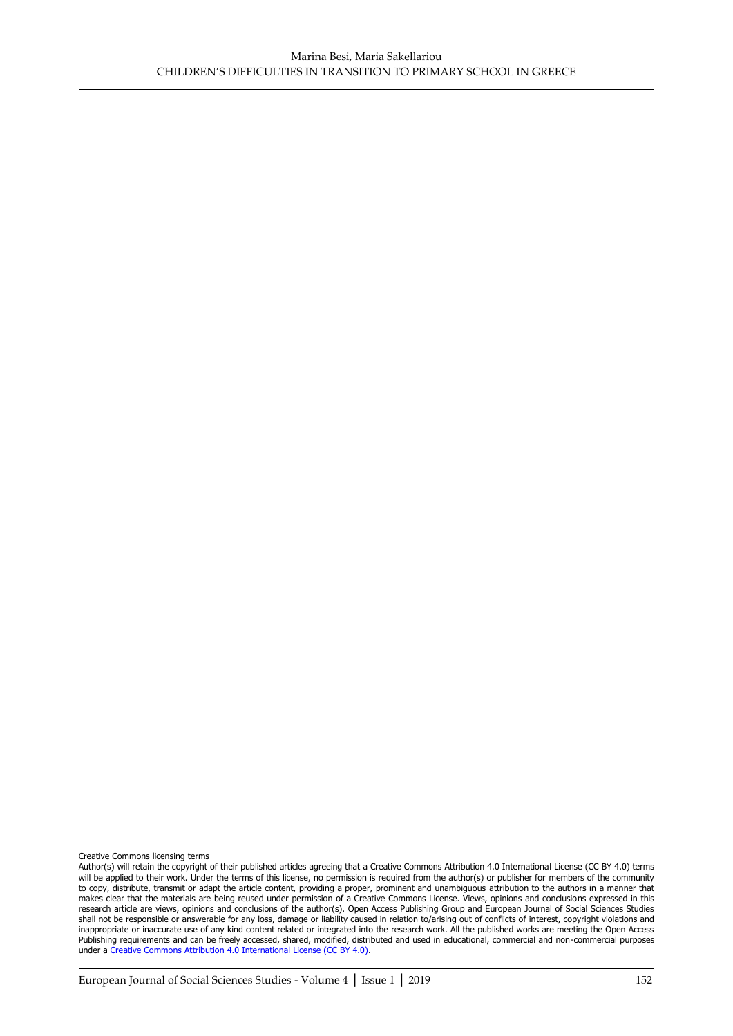Creative Commons licensing terms

Author(s) will retain the copyright of their published articles agreeing that a Creative Commons Attribution 4.0 International License (CC BY 4.0) terms will be applied to their work. Under the terms of this license, no permission is required from the author(s) or publisher for members of the community to copy, distribute, transmit or adapt the article content, providing a proper, prominent and unambiguous attribution to the authors in a manner that makes clear that the materials are being reused under permission of a Creative Commons License. Views, opinions and conclusions expressed in this research article are views, opinions and conclusions of the author(s). Open Access Publishing Group and European Journal of Social Sciences Studies shall not be responsible or answerable for any loss, damage or liability caused in relation to/arising out of conflicts of interest, copyright violations and inappropriate or inaccurate use of any kind content related or integrated into the research work. All the published works are meeting the Open Access Publishing requirements and can be freely accessed, shared, modified, distributed and used in educational, commercial and non-commercial purposes under a Creative Commons Attribution 4.0 International License (CC BY 4.0).